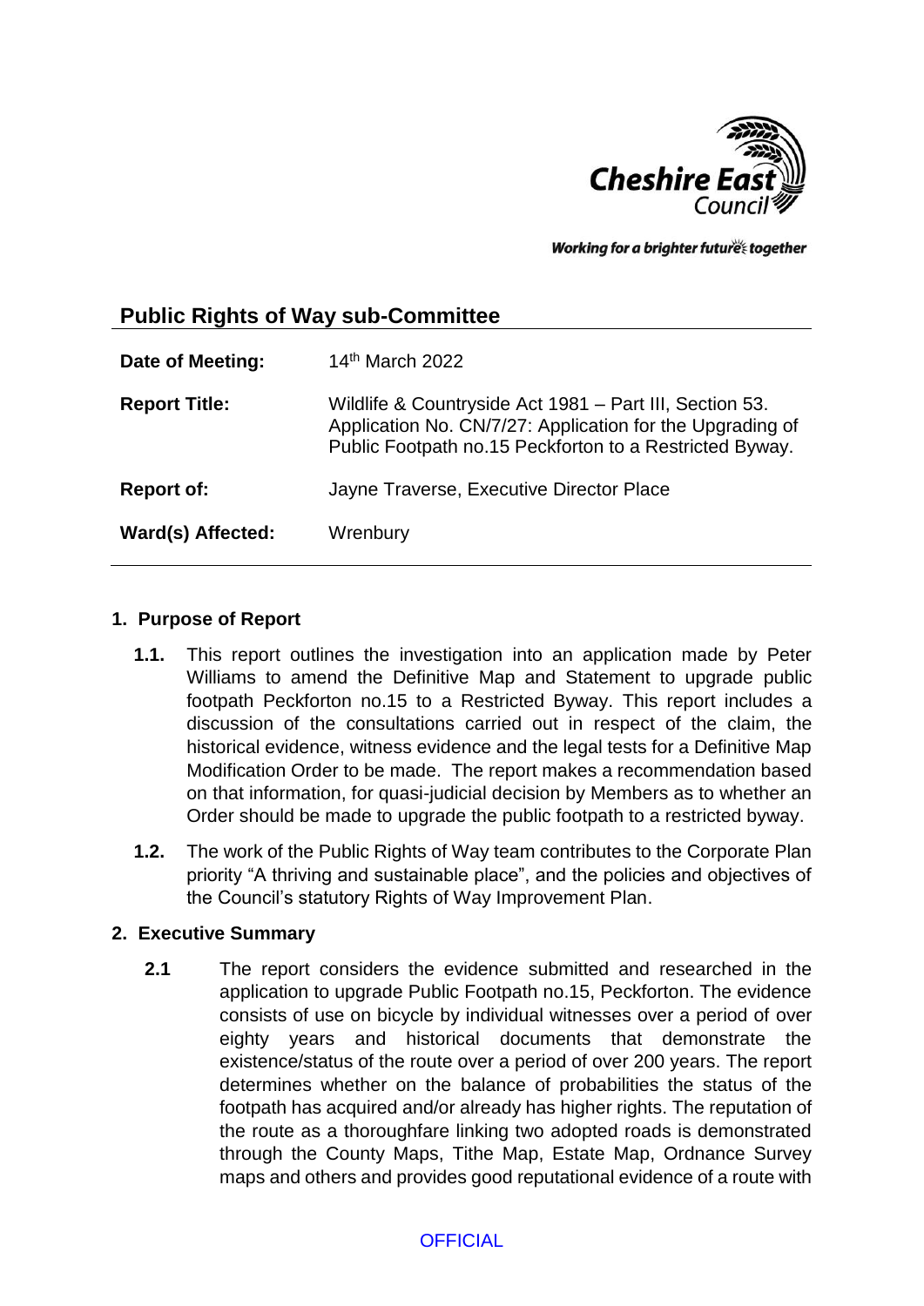Working for a brighter future together

## Public Rights of Way sub-Committee

| | |
|---|---|
| **Date of Meeting:** | 14th March 2022 |
| **Report Title:** | Wildlife & Countryside Act 1981 – Part III, Section 53. Application No. CN/7/27: Application for the Upgrading of Public Footpath no.15 Peckforton to a Restricted Byway. |
| **Report of:** | Jayne Traverse, Executive Director Place |
| **Ward(s) Affected:** | Wrenbury |

### 1. Purpose of Report

**1.1.** This report outlines the investigation into an application made by Peter Williams to amend the Definitive Map and Statement to upgrade public footpath Peckforton no.15 to a Restricted Byway. This report includes a discussion of the consultations carried out in respect of the claim, the historical evidence, witness evidence and the legal tests for a Definitive Map Modification Order to be made. The report makes a recommendation based on that information, for quasi-judicial decision by Members as to whether an Order should be made to upgrade the public footpath to a restricted byway.

**1.2.** The work of the Public Rights of Way team contributes to the Corporate Plan priority "A thriving and sustainable place", and the policies and objectives of the Council's statutory Rights of Way Improvement Plan.

### 2. Executive Summary

**2.1** The report considers the evidence submitted and researched in the application to upgrade Public Footpath no.15, Peckforton. The evidence consists of use on bicycle by individual witnesses over a period of over eighty years and historical documents that demonstrate the existence/status of the route over a period of over 200 years. The report determines whether on the balance of probabilities the status of the footpath has acquired and/or already has higher rights. The reputation of the route as a thoroughfare linking two adopted roads is demonstrated through the County Maps, Tithe Map, Estate Map, Ordnance Survey maps and others and provides good reputational evidence of a route with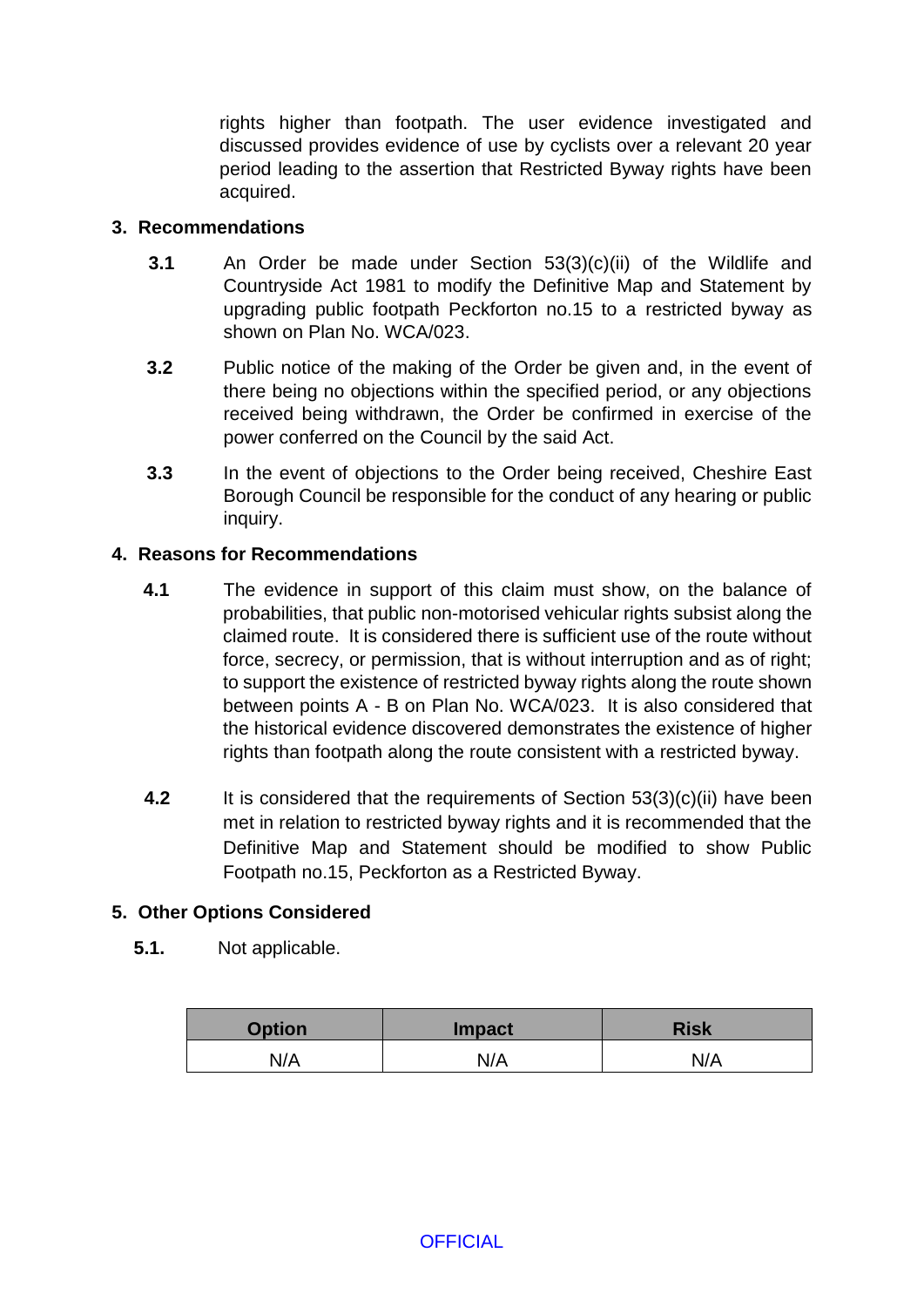rights higher than footpath. The user evidence investigated and discussed provides evidence of use by cyclists over a relevant 20 year period leading to the assertion that Restricted Byway rights have been acquired.

## 3. Recommendations

**3.1** An Order be made under Section 53(3)(c)(ii) of the Wildlife and Countryside Act 1981 to modify the Definitive Map and Statement by upgrading public footpath Peckforton no.15 to a restricted byway as shown on Plan No. WCA/023.

**3.2** Public notice of the making of the Order be given and, in the event of there being no objections within the specified period, or any objections received being withdrawn, the Order be confirmed in exercise of the power conferred on the Council by the said Act.

**3.3** In the event of objections to the Order being received, Cheshire East Borough Council be responsible for the conduct of any hearing or public inquiry.

## 4. Reasons for Recommendations

**4.1** The evidence in support of this claim must show, on the balance of probabilities, that public non-motorised vehicular rights subsist along the claimed route. It is considered there is sufficient use of the route without force, secrecy, or permission, that is without interruption and as of right; to support the existence of restricted byway rights along the route shown between points A - B on Plan No. WCA/023. It is also considered that the historical evidence discovered demonstrates the existence of higher rights than footpath along the route consistent with a restricted byway.

**4.2** It is considered that the requirements of Section 53(3)(c)(ii) have been met in relation to restricted byway rights and it is recommended that the Definitive Map and Statement should be modified to show Public Footpath no.15, Peckforton as a Restricted Byway.

## 5. Other Options Considered

**5.1.** Not applicable.

| Option | Impact | Risk |
|---|---|---|
| N/A | N/A | N/A |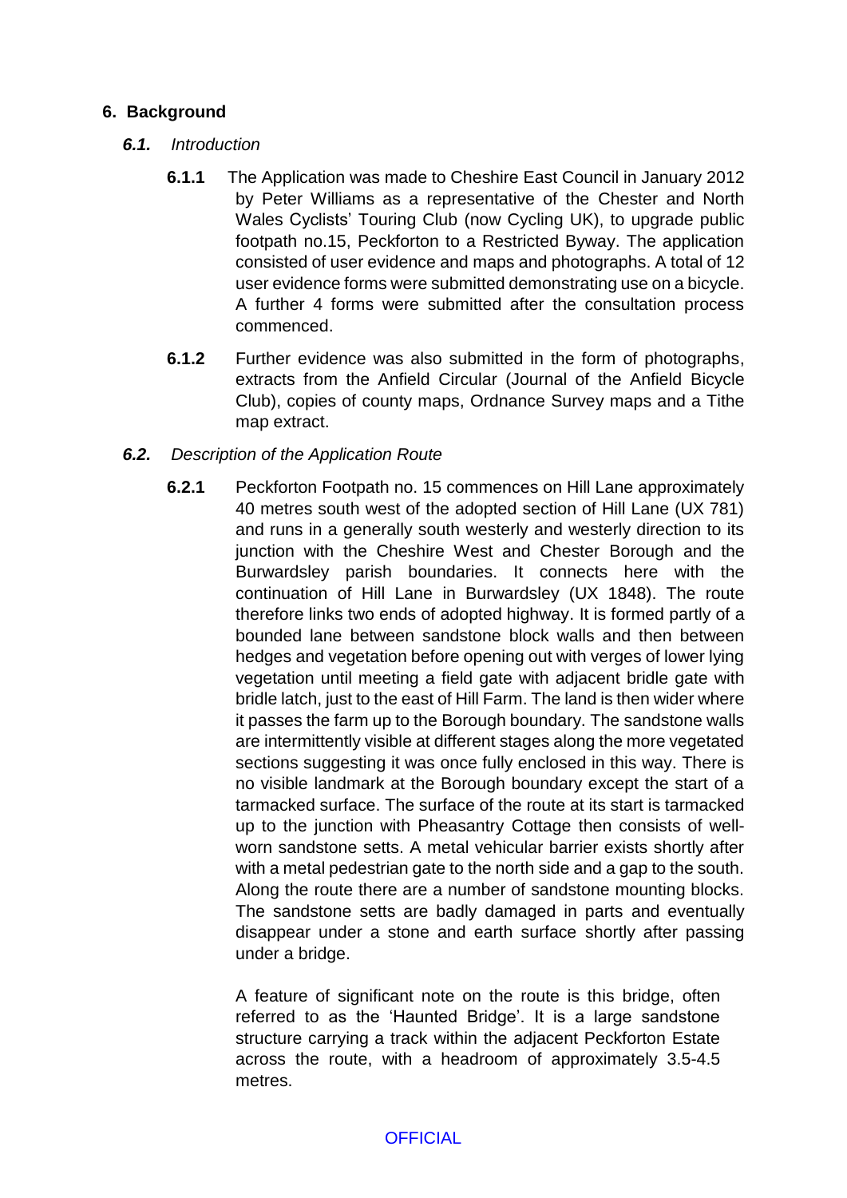## 6. Background

### *6.1. Introduction*

**6.1.1** The Application was made to Cheshire East Council in January 2012 by Peter Williams as a representative of the Chester and North Wales Cyclists' Touring Club (now Cycling UK), to upgrade public footpath no.15, Peckforton to a Restricted Byway. The application consisted of user evidence and maps and photographs. A total of 12 user evidence forms were submitted demonstrating use on a bicycle. A further 4 forms were submitted after the consultation process commenced.

**6.1.2** Further evidence was also submitted in the form of photographs, extracts from the Anfield Circular (Journal of the Anfield Bicycle Club), copies of county maps, Ordnance Survey maps and a Tithe map extract.

### *6.2. Description of the Application Route*

**6.2.1** Peckforton Footpath no. 15 commences on Hill Lane approximately 40 metres south west of the adopted section of Hill Lane (UX 781) and runs in a generally south westerly and westerly direction to its junction with the Cheshire West and Chester Borough and the Burwardsley parish boundaries. It connects here with the continuation of Hill Lane in Burwardsley (UX 1848). The route therefore links two ends of adopted highway. It is formed partly of a bounded lane between sandstone block walls and then between hedges and vegetation before opening out with verges of lower lying vegetation until meeting a field gate with adjacent bridle gate with bridle latch, just to the east of Hill Farm. The land is then wider where it passes the farm up to the Borough boundary. The sandstone walls are intermittently visible at different stages along the more vegetated sections suggesting it was once fully enclosed in this way. There is no visible landmark at the Borough boundary except the start of a tarmacked surface. The surface of the route at its start is tarmacked up to the junction with Pheasantry Cottage then consists of well-worn sandstone setts. A metal vehicular barrier exists shortly after with a metal pedestrian gate to the north side and a gap to the south. Along the route there are a number of sandstone mounting blocks. The sandstone setts are badly damaged in parts and eventually disappear under a stone and earth surface shortly after passing under a bridge.

A feature of significant note on the route is this bridge, often referred to as the 'Haunted Bridge'. It is a large sandstone structure carrying a track within the adjacent Peckforton Estate across the route, with a headroom of approximately 3.5-4.5 metres.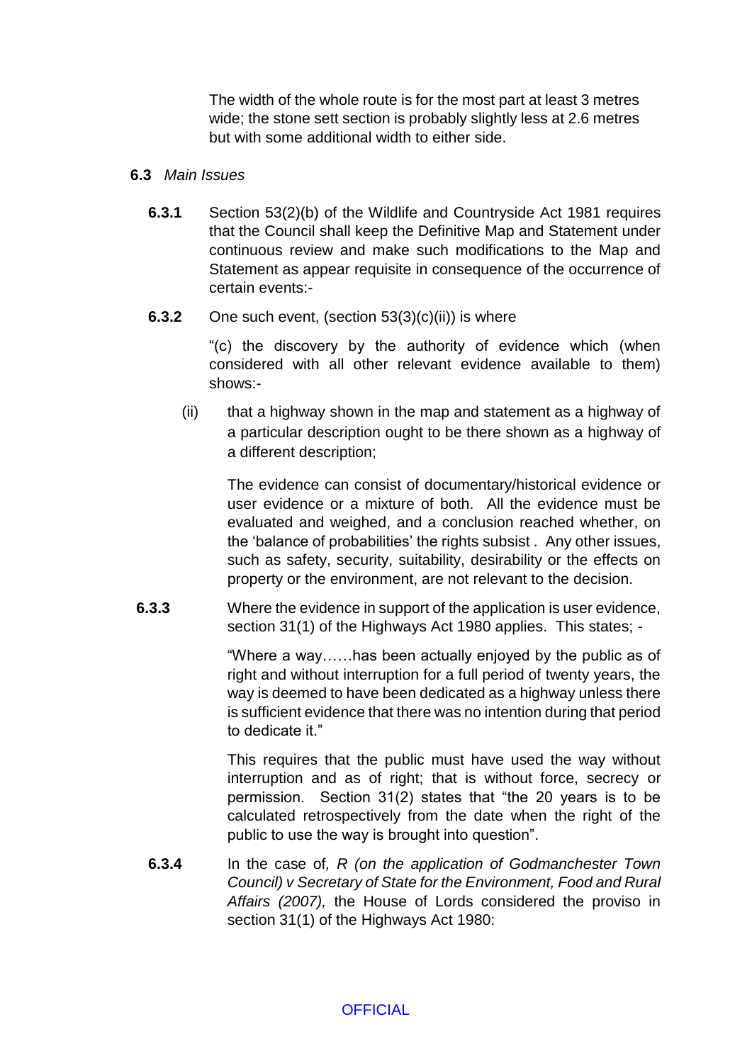The width of the whole route is for the most part at least 3 metres wide; the stone sett section is probably slightly less at 2.6 metres but with some additional width to either side.

**6.3** *Main Issues*

**6.3.1** Section 53(2)(b) of the Wildlife and Countryside Act 1981 requires that the Council shall keep the Definitive Map and Statement under continuous review and make such modifications to the Map and Statement as appear requisite in consequence of the occurrence of certain events:-

**6.3.2** One such event, (section 53(3)(c)(ii)) is where

"(c) the discovery by the authority of evidence which (when considered with all other relevant evidence available to them) shows:-

(ii) that a highway shown in the map and statement as a highway of a particular description ought to be there shown as a highway of a different description;

The evidence can consist of documentary/historical evidence or user evidence or a mixture of both. All the evidence must be evaluated and weighed, and a conclusion reached whether, on the 'balance of probabilities' the rights subsist . Any other issues, such as safety, security, suitability, desirability or the effects on property or the environment, are not relevant to the decision.

**6.3.3** Where the evidence in support of the application is user evidence, section 31(1) of the Highways Act 1980 applies. This states; -

"Where a way……has been actually enjoyed by the public as of right and without interruption for a full period of twenty years, the way is deemed to have been dedicated as a highway unless there is sufficient evidence that there was no intention during that period to dedicate it."

This requires that the public must have used the way without interruption and as of right; that is without force, secrecy or permission. Section 31(2) states that "the 20 years is to be calculated retrospectively from the date when the right of the public to use the way is brought into question".

**6.3.4** In the case of*, R (on the application of Godmanchester Town Council) v Secretary of State for the Environment, Food and Rural Affairs (2007),* the House of Lords considered the proviso in section 31(1) of the Highways Act 1980: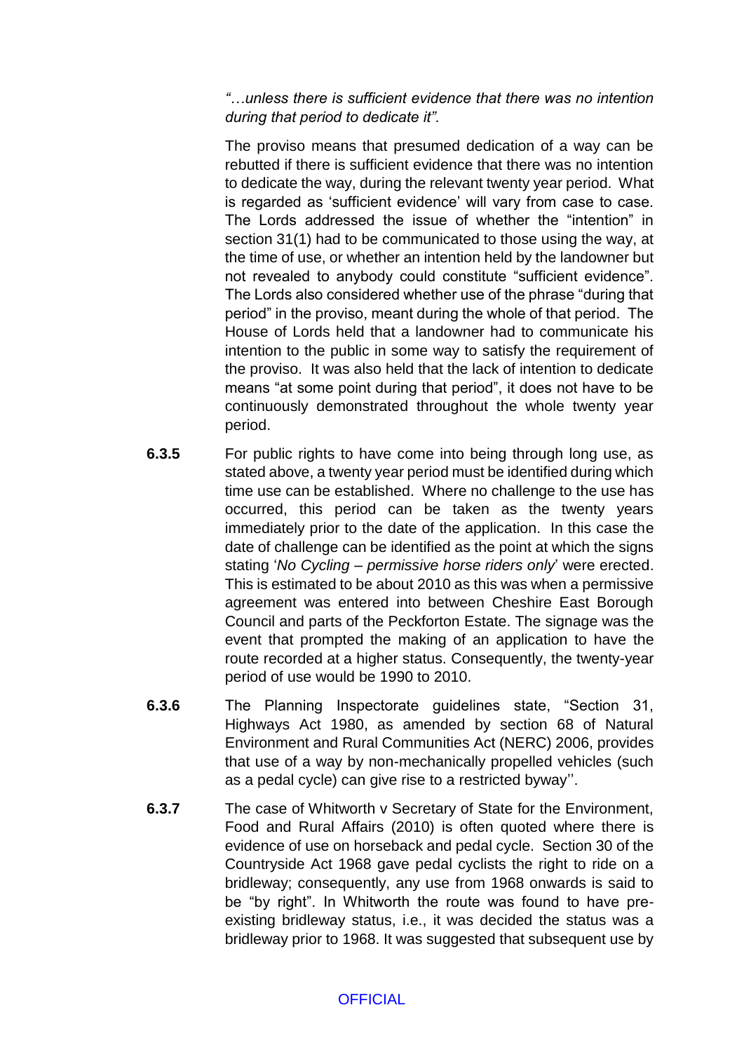*"…unless there is sufficient evidence that there was no intention during that period to dedicate it".*

The proviso means that presumed dedication of a way can be rebutted if there is sufficient evidence that there was no intention to dedicate the way, during the relevant twenty year period. What is regarded as 'sufficient evidence' will vary from case to case. The Lords addressed the issue of whether the "intention" in section 31(1) had to be communicated to those using the way, at the time of use, or whether an intention held by the landowner but not revealed to anybody could constitute "sufficient evidence". The Lords also considered whether use of the phrase "during that period" in the proviso, meant during the whole of that period. The House of Lords held that a landowner had to communicate his intention to the public in some way to satisfy the requirement of the proviso. It was also held that the lack of intention to dedicate means "at some point during that period", it does not have to be continuously demonstrated throughout the whole twenty year period.

**6.3.5** For public rights to have come into being through long use, as stated above, a twenty year period must be identified during which time use can be established. Where no challenge to the use has occurred, this period can be taken as the twenty years immediately prior to the date of the application. In this case the date of challenge can be identified as the point at which the signs stating '*No Cycling – permissive horse riders only*' were erected. This is estimated to be about 2010 as this was when a permissive agreement was entered into between Cheshire East Borough Council and parts of the Peckforton Estate. The signage was the event that prompted the making of an application to have the route recorded at a higher status. Consequently, the twenty-year period of use would be 1990 to 2010.

**6.3.6** The Planning Inspectorate guidelines state, "Section 31, Highways Act 1980, as amended by section 68 of Natural Environment and Rural Communities Act (NERC) 2006, provides that use of a way by non-mechanically propelled vehicles (such as a pedal cycle) can give rise to a restricted byway''.

**6.3.7** The case of Whitworth v Secretary of State for the Environment, Food and Rural Affairs (2010) is often quoted where there is evidence of use on horseback and pedal cycle. Section 30 of the Countryside Act 1968 gave pedal cyclists the right to ride on a bridleway; consequently, any use from 1968 onwards is said to be "by right". In Whitworth the route was found to have pre-existing bridleway status, i.e., it was decided the status was a bridleway prior to 1968. It was suggested that subsequent use by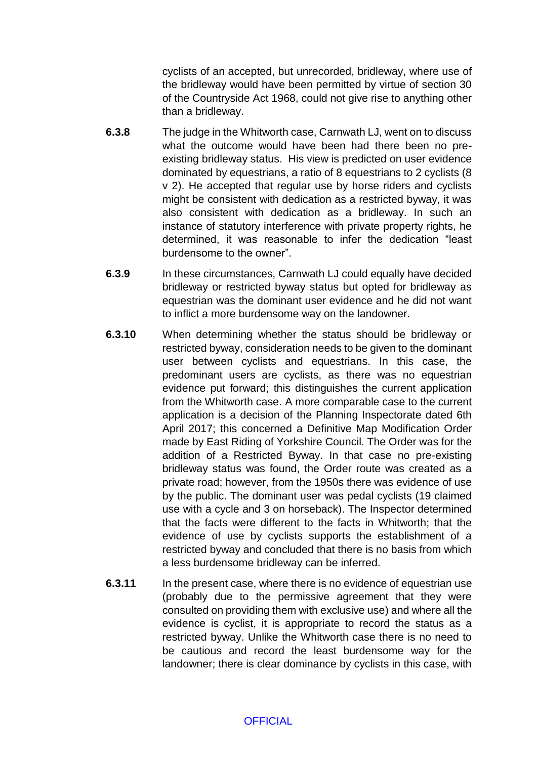cyclists of an accepted, but unrecorded, bridleway, where use of the bridleway would have been permitted by virtue of section 30 of the Countryside Act 1968, could not give rise to anything other than a bridleway.

**6.3.8** The judge in the Whitworth case, Carnwath LJ, went on to discuss what the outcome would have been had there been no pre-existing bridleway status. His view is predicted on user evidence dominated by equestrians, a ratio of 8 equestrians to 2 cyclists (8 v 2). He accepted that regular use by horse riders and cyclists might be consistent with dedication as a restricted byway, it was also consistent with dedication as a bridleway. In such an instance of statutory interference with private property rights, he determined, it was reasonable to infer the dedication "least burdensome to the owner".

**6.3.9** In these circumstances, Carnwath LJ could equally have decided bridleway or restricted byway status but opted for bridleway as equestrian was the dominant user evidence and he did not want to inflict a more burdensome way on the landowner.

**6.3.10** When determining whether the status should be bridleway or restricted byway, consideration needs to be given to the dominant user between cyclists and equestrians. In this case, the predominant users are cyclists, as there was no equestrian evidence put forward; this distinguishes the current application from the Whitworth case. A more comparable case to the current application is a decision of the Planning Inspectorate dated 6th April 2017; this concerned a Definitive Map Modification Order made by East Riding of Yorkshire Council. The Order was for the addition of a Restricted Byway. In that case no pre-existing bridleway status was found, the Order route was created as a private road; however, from the 1950s there was evidence of use by the public. The dominant user was pedal cyclists (19 claimed use with a cycle and 3 on horseback). The Inspector determined that the facts were different to the facts in Whitworth; that the evidence of use by cyclists supports the establishment of a restricted byway and concluded that there is no basis from which a less burdensome bridleway can be inferred.

**6.3.11** In the present case, where there is no evidence of equestrian use (probably due to the permissive agreement that they were consulted on providing them with exclusive use) and where all the evidence is cyclist, it is appropriate to record the status as a restricted byway. Unlike the Whitworth case there is no need to be cautious and record the least burdensome way for the landowner; there is clear dominance by cyclists in this case, with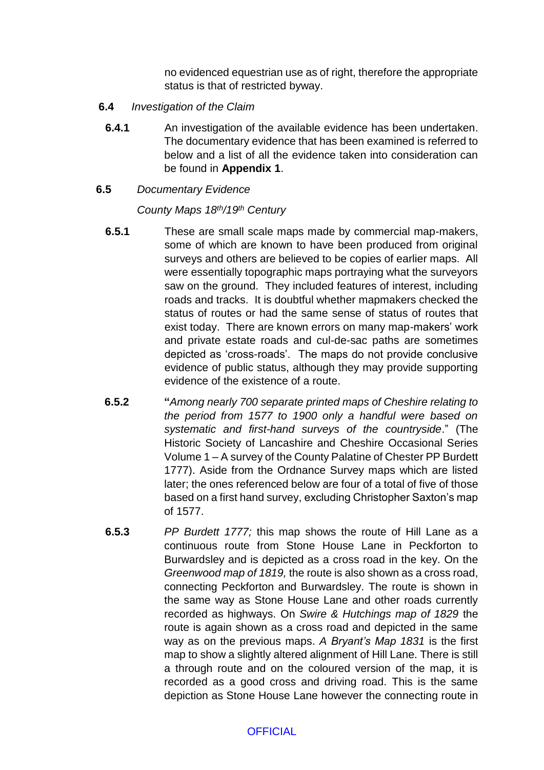no evidenced equestrian use as of right, therefore the appropriate status is that of restricted byway.

**6.4** *Investigation of the Claim*

**6.4.1** An investigation of the available evidence has been undertaken. The documentary evidence that has been examined is referred to below and a list of all the evidence taken into consideration can be found in **Appendix 1**.

**6.5** *Documentary Evidence*

*County Maps 18th/19th Century*

**6.5.1** These are small scale maps made by commercial map-makers, some of which are known to have been produced from original surveys and others are believed to be copies of earlier maps. All were essentially topographic maps portraying what the surveyors saw on the ground. They included features of interest, including roads and tracks. It is doubtful whether mapmakers checked the status of routes or had the same sense of status of routes that exist today. There are known errors on many map-makers' work and private estate roads and cul-de-sac paths are sometimes depicted as 'cross-roads'. The maps do not provide conclusive evidence of public status, although they may provide supporting evidence of the existence of a route.

**6.5.2** **"***Among nearly 700 separate printed maps of Cheshire relating to the period from 1577 to 1900 only a handful were based on systematic and first-hand surveys of the countryside*." (The Historic Society of Lancashire and Cheshire Occasional Series Volume 1 – A survey of the County Palatine of Chester PP Burdett 1777). Aside from the Ordnance Survey maps which are listed later; the ones referenced below are four of a total of five of those based on a first hand survey, excluding Christopher Saxton's map of 1577.

**6.5.3** *PP Burdett 1777;* this map shows the route of Hill Lane as a continuous route from Stone House Lane in Peckforton to Burwardsley and is depicted as a cross road in the key. On the *Greenwood map of 1819,* the route is also shown as a cross road, connecting Peckforton and Burwardsley. The route is shown in the same way as Stone House Lane and other roads currently recorded as highways. On *Swire & Hutchings map of 1829* the route is again shown as a cross road and depicted in the same way as on the previous maps. *A Bryant's Map 1831* is the first map to show a slightly altered alignment of Hill Lane. There is still a through route and on the coloured version of the map, it is recorded as a good cross and driving road. This is the same depiction as Stone House Lane however the connecting route in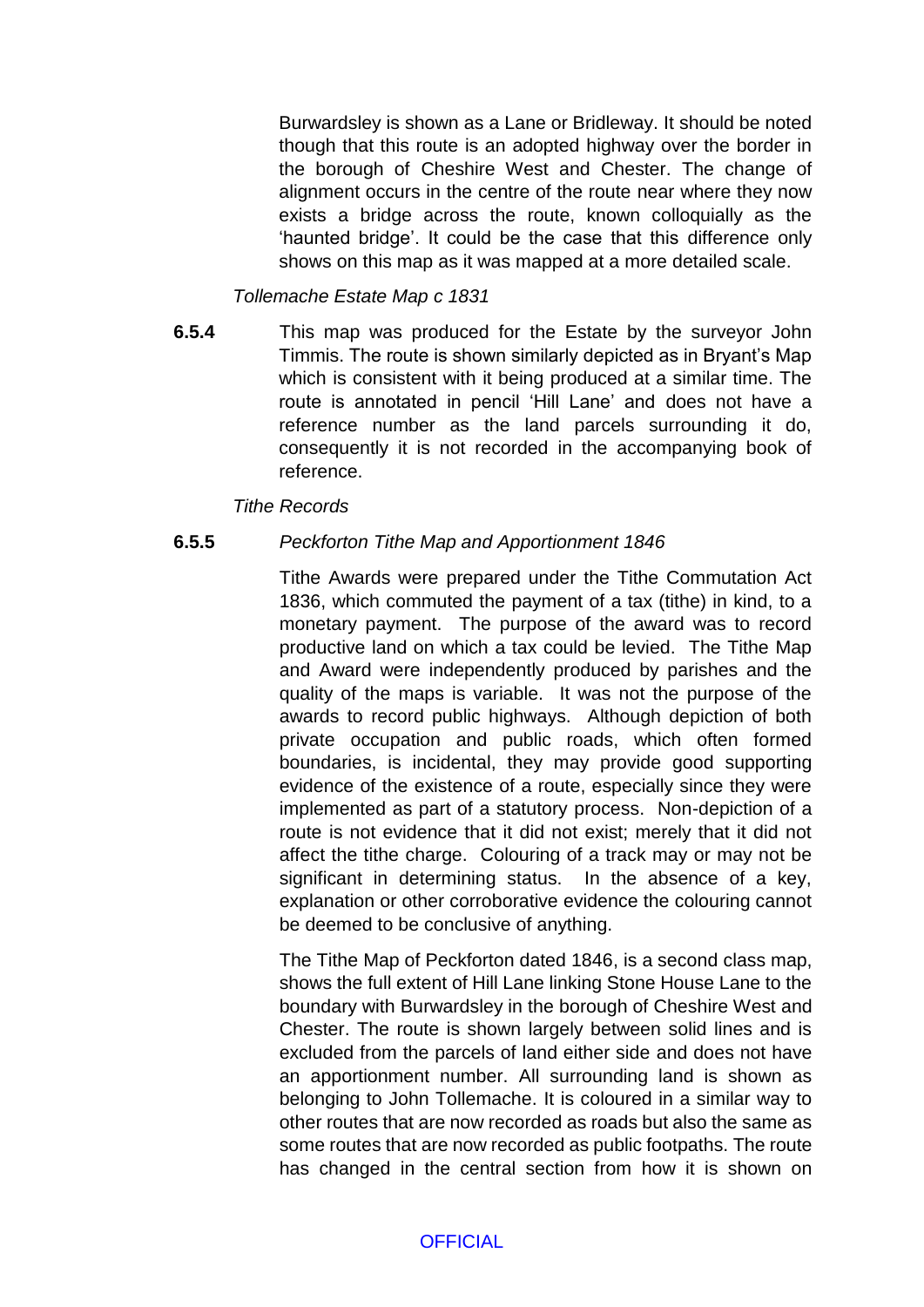Burwardsley is shown as a Lane or Bridleway. It should be noted though that this route is an adopted highway over the border in the borough of Cheshire West and Chester. The change of alignment occurs in the centre of the route near where they now exists a bridge across the route, known colloquially as the 'haunted bridge'. It could be the case that this difference only shows on this map as it was mapped at a more detailed scale.

*Tollemache Estate Map c 1831*

**6.5.4** This map was produced for the Estate by the surveyor John Timmis. The route is shown similarly depicted as in Bryant's Map which is consistent with it being produced at a similar time. The route is annotated in pencil 'Hill Lane' and does not have a reference number as the land parcels surrounding it do, consequently it is not recorded in the accompanying book of reference.

*Tithe Records*

**6.5.5** *Peckforton Tithe Map and Apportionment 1846*

Tithe Awards were prepared under the Tithe Commutation Act 1836, which commuted the payment of a tax (tithe) in kind, to a monetary payment. The purpose of the award was to record productive land on which a tax could be levied. The Tithe Map and Award were independently produced by parishes and the quality of the maps is variable. It was not the purpose of the awards to record public highways. Although depiction of both private occupation and public roads, which often formed boundaries, is incidental, they may provide good supporting evidence of the existence of a route, especially since they were implemented as part of a statutory process. Non-depiction of a route is not evidence that it did not exist; merely that it did not affect the tithe charge. Colouring of a track may or may not be significant in determining status. In the absence of a key, explanation or other corroborative evidence the colouring cannot be deemed to be conclusive of anything.

The Tithe Map of Peckforton dated 1846, is a second class map, shows the full extent of Hill Lane linking Stone House Lane to the boundary with Burwardsley in the borough of Cheshire West and Chester. The route is shown largely between solid lines and is excluded from the parcels of land either side and does not have an apportionment number. All surrounding land is shown as belonging to John Tollemache. It is coloured in a similar way to other routes that are now recorded as roads but also the same as some routes that are now recorded as public footpaths. The route has changed in the central section from how it is shown on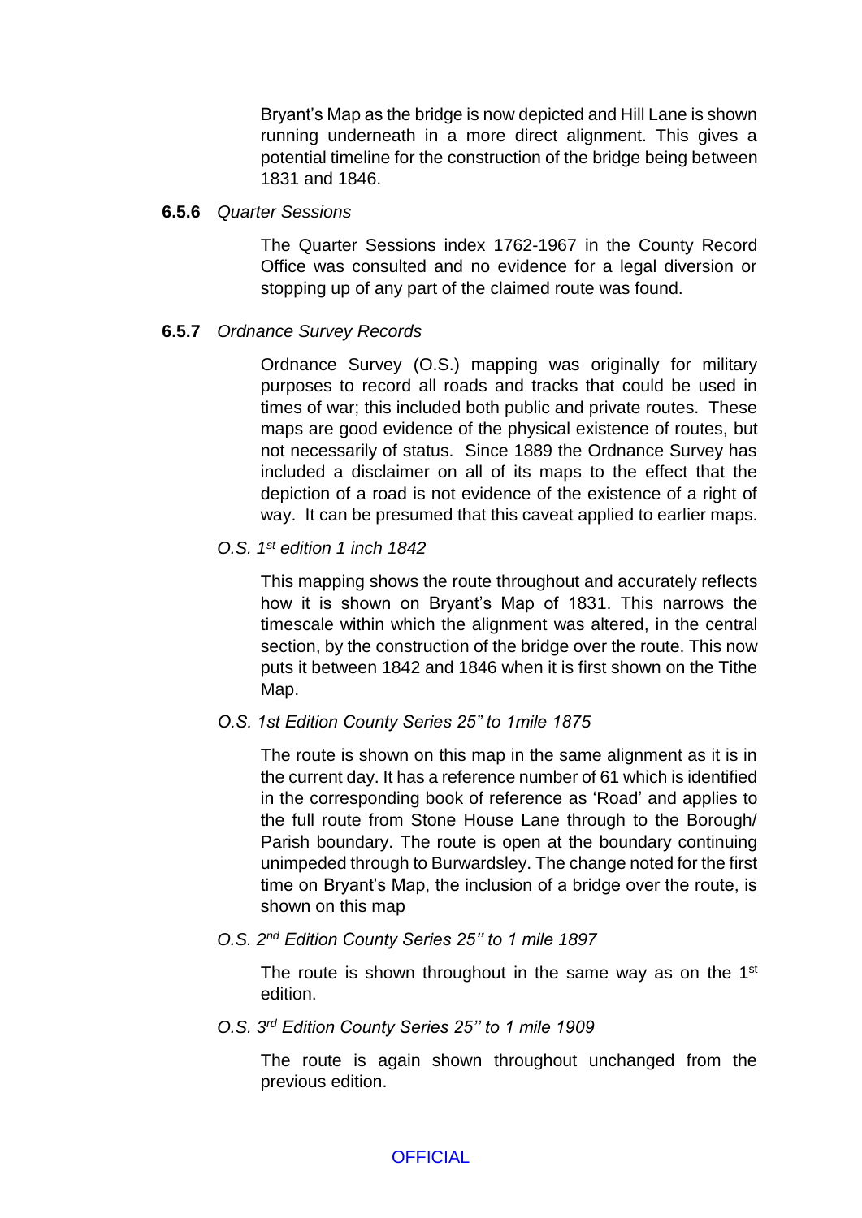Bryant's Map as the bridge is now depicted and Hill Lane is shown running underneath in a more direct alignment. This gives a potential timeline for the construction of the bridge being between 1831 and 1846.

**6.5.6** *Quarter Sessions*

The Quarter Sessions index 1762-1967 in the County Record Office was consulted and no evidence for a legal diversion or stopping up of any part of the claimed route was found.

**6.5.7** *Ordnance Survey Records*

Ordnance Survey (O.S.) mapping was originally for military purposes to record all roads and tracks that could be used in times of war; this included both public and private routes. These maps are good evidence of the physical existence of routes, but not necessarily of status. Since 1889 the Ordnance Survey has included a disclaimer on all of its maps to the effect that the depiction of a road is not evidence of the existence of a right of way. It can be presumed that this caveat applied to earlier maps.

*O.S. 1st edition 1 inch 1842*

This mapping shows the route throughout and accurately reflects how it is shown on Bryant's Map of 1831. This narrows the timescale within which the alignment was altered, in the central section, by the construction of the bridge over the route. This now puts it between 1842 and 1846 when it is first shown on the Tithe Map.

*O.S. 1st Edition County Series 25" to 1mile 1875*

The route is shown on this map in the same alignment as it is in the current day. It has a reference number of 61 which is identified in the corresponding book of reference as 'Road' and applies to the full route from Stone House Lane through to the Borough/ Parish boundary. The route is open at the boundary continuing unimpeded through to Burwardsley. The change noted for the first time on Bryant's Map, the inclusion of a bridge over the route, is shown on this map

*O.S. 2nd Edition County Series 25'' to 1 mile 1897*

The route is shown throughout in the same way as on the 1st edition.

*O.S. 3rd Edition County Series 25'' to 1 mile 1909*

The route is again shown throughout unchanged from the previous edition.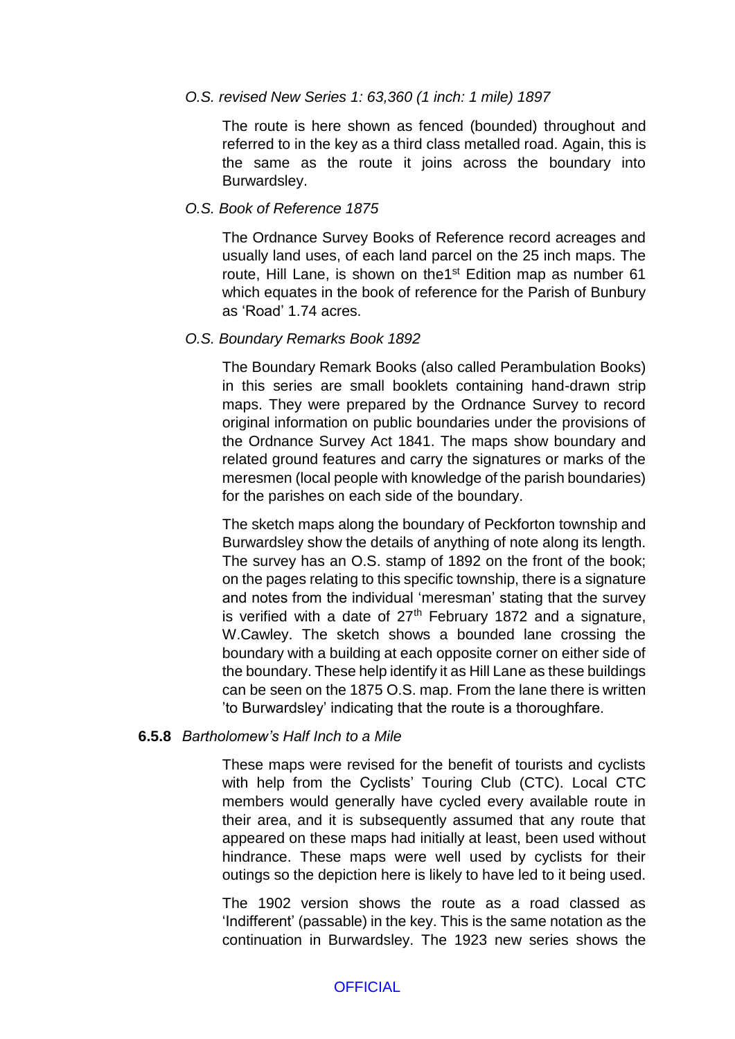*O.S. revised New Series 1: 63,360 (1 inch: 1 mile) 1897*

The route is here shown as fenced (bounded) throughout and referred to in the key as a third class metalled road. Again, this is the same as the route it joins across the boundary into Burwardsley.

*O.S. Book of Reference 1875*

The Ordnance Survey Books of Reference record acreages and usually land uses, of each land parcel on the 25 inch maps. The route, Hill Lane, is shown on the1st Edition map as number 61 which equates in the book of reference for the Parish of Bunbury as 'Road' 1.74 acres.

*O.S. Boundary Remarks Book 1892*

The Boundary Remark Books (also called Perambulation Books) in this series are small booklets containing hand-drawn strip maps. They were prepared by the Ordnance Survey to record original information on public boundaries under the provisions of the Ordnance Survey Act 1841. The maps show boundary and related ground features and carry the signatures or marks of the meresmen (local people with knowledge of the parish boundaries) for the parishes on each side of the boundary.

The sketch maps along the boundary of Peckforton township and Burwardsley show the details of anything of note along its length. The survey has an O.S. stamp of 1892 on the front of the book; on the pages relating to this specific township, there is a signature and notes from the individual 'meresman' stating that the survey is verified with a date of 27th February 1872 and a signature, W.Cawley. The sketch shows a bounded lane crossing the boundary with a building at each opposite corner on either side of the boundary. These help identify it as Hill Lane as these buildings can be seen on the 1875 O.S. map. From the lane there is written 'to Burwardsley' indicating that the route is a thoroughfare.

**6.5.8** *Bartholomew's Half Inch to a Mile*

These maps were revised for the benefit of tourists and cyclists with help from the Cyclists' Touring Club (CTC). Local CTC members would generally have cycled every available route in their area, and it is subsequently assumed that any route that appeared on these maps had initially at least, been used without hindrance. These maps were well used by cyclists for their outings so the depiction here is likely to have led to it being used.

The 1902 version shows the route as a road classed as 'Indifferent' (passable) in the key. This is the same notation as the continuation in Burwardsley. The 1923 new series shows the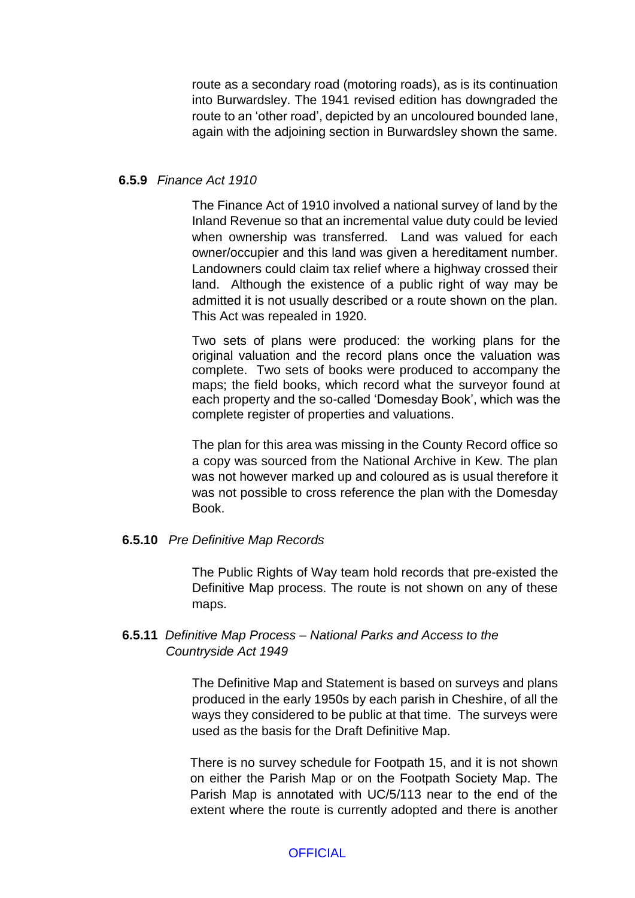route as a secondary road (motoring roads), as is its continuation into Burwardsley. The 1941 revised edition has downgraded the route to an 'other road', depicted by an uncoloured bounded lane, again with the adjoining section in Burwardsley shown the same.

**6.5.9** *Finance Act 1910*

The Finance Act of 1910 involved a national survey of land by the Inland Revenue so that an incremental value duty could be levied when ownership was transferred. Land was valued for each owner/occupier and this land was given a hereditament number. Landowners could claim tax relief where a highway crossed their land. Although the existence of a public right of way may be admitted it is not usually described or a route shown on the plan. This Act was repealed in 1920.

Two sets of plans were produced: the working plans for the original valuation and the record plans once the valuation was complete. Two sets of books were produced to accompany the maps; the field books, which record what the surveyor found at each property and the so-called 'Domesday Book', which was the complete register of properties and valuations.

The plan for this area was missing in the County Record office so a copy was sourced from the National Archive in Kew. The plan was not however marked up and coloured as is usual therefore it was not possible to cross reference the plan with the Domesday Book.

**6.5.10** *Pre Definitive Map Records*

The Public Rights of Way team hold records that pre-existed the Definitive Map process. The route is not shown on any of these maps.

**6.5.11** *Definitive Map Process – National Parks and Access to the Countryside Act 1949*

The Definitive Map and Statement is based on surveys and plans produced in the early 1950s by each parish in Cheshire, of all the ways they considered to be public at that time. The surveys were used as the basis for the Draft Definitive Map.

There is no survey schedule for Footpath 15, and it is not shown on either the Parish Map or on the Footpath Society Map. The Parish Map is annotated with UC/5/113 near to the end of the extent where the route is currently adopted and there is another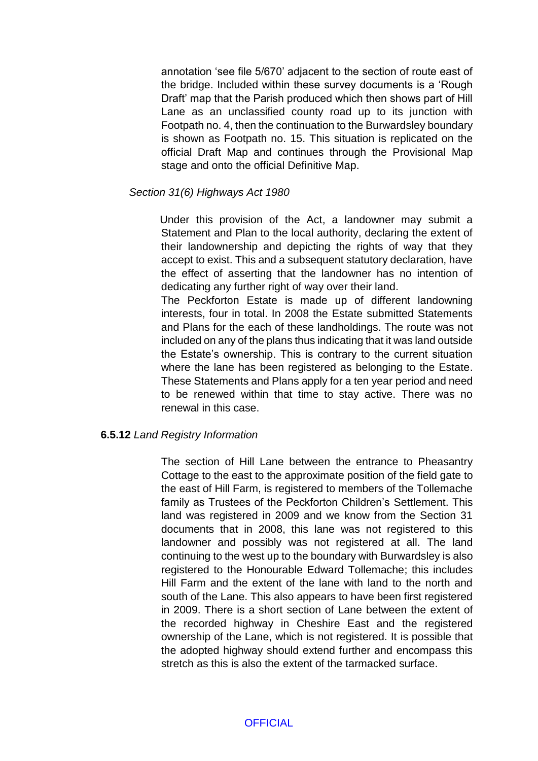annotation 'see file 5/670' adjacent to the section of route east of the bridge. Included within these survey documents is a 'Rough Draft' map that the Parish produced which then shows part of Hill Lane as an unclassified county road up to its junction with Footpath no. 4, then the continuation to the Burwardsley boundary is shown as Footpath no. 15. This situation is replicated on the official Draft Map and continues through the Provisional Map stage and onto the official Definitive Map.

*Section 31(6) Highways Act 1980*

Under this provision of the Act, a landowner may submit a Statement and Plan to the local authority, declaring the extent of their landownership and depicting the rights of way that they accept to exist. This and a subsequent statutory declaration, have the effect of asserting that the landowner has no intention of dedicating any further right of way over their land.

The Peckforton Estate is made up of different landowning interests, four in total. In 2008 the Estate submitted Statements and Plans for the each of these landholdings. The route was not included on any of the plans thus indicating that it was land outside the Estate's ownership. This is contrary to the current situation where the lane has been registered as belonging to the Estate. These Statements and Plans apply for a ten year period and need to be renewed within that time to stay active. There was no renewal in this case.

**6.5.12** *Land Registry Information*

The section of Hill Lane between the entrance to Pheasantry Cottage to the east to the approximate position of the field gate to the east of Hill Farm, is registered to members of the Tollemache family as Trustees of the Peckforton Children's Settlement. This land was registered in 2009 and we know from the Section 31 documents that in 2008, this lane was not registered to this landowner and possibly was not registered at all. The land continuing to the west up to the boundary with Burwardsley is also registered to the Honourable Edward Tollemache; this includes Hill Farm and the extent of the lane with land to the north and south of the Lane. This also appears to have been first registered in 2009. There is a short section of Lane between the extent of the recorded highway in Cheshire East and the registered ownership of the Lane, which is not registered. It is possible that the adopted highway should extend further and encompass this stretch as this is also the extent of the tarmacked surface.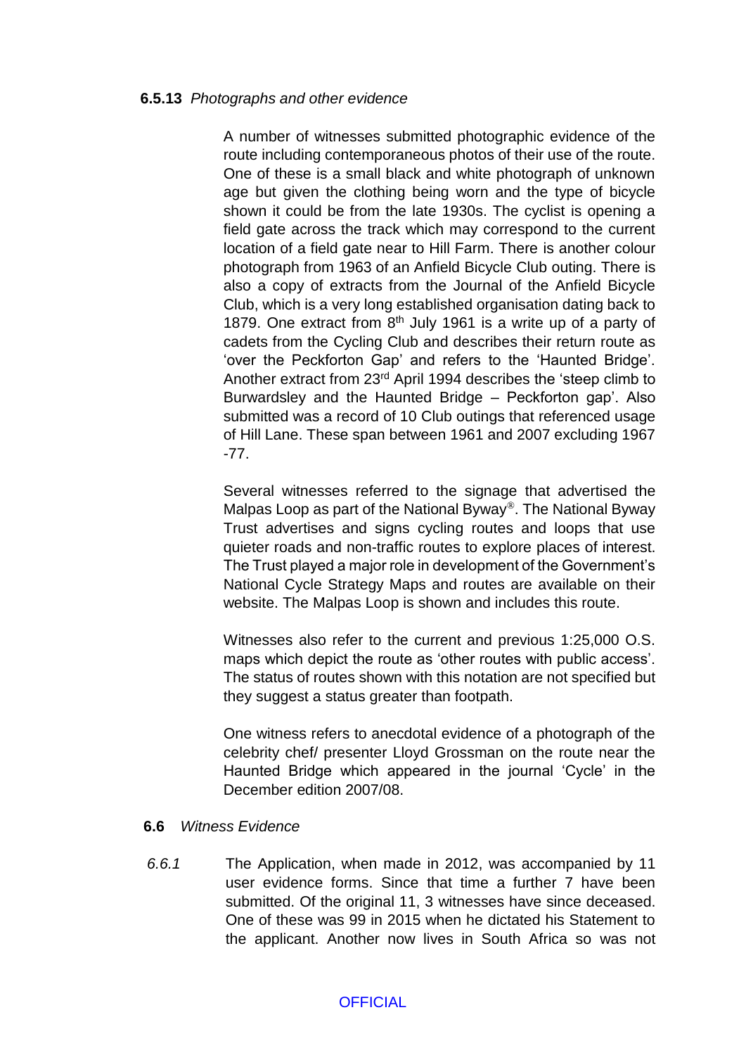**6.5.13** *Photographs and other evidence*

A number of witnesses submitted photographic evidence of the route including contemporaneous photos of their use of the route. One of these is a small black and white photograph of unknown age but given the clothing being worn and the type of bicycle shown it could be from the late 1930s. The cyclist is opening a field gate across the track which may correspond to the current location of a field gate near to Hill Farm. There is another colour photograph from 1963 of an Anfield Bicycle Club outing. There is also a copy of extracts from the Journal of the Anfield Bicycle Club, which is a very long established organisation dating back to 1879. One extract from 8th July 1961 is a write up of a party of cadets from the Cycling Club and describes their return route as 'over the Peckforton Gap' and refers to the 'Haunted Bridge'. Another extract from 23rd April 1994 describes the 'steep climb to Burwardsley and the Haunted Bridge – Peckforton gap'. Also submitted was a record of 10 Club outings that referenced usage of Hill Lane. These span between 1961 and 2007 excluding 1967 -77.

Several witnesses referred to the signage that advertised the Malpas Loop as part of the National Byway®. The National Byway Trust advertises and signs cycling routes and loops that use quieter roads and non-traffic routes to explore places of interest. The Trust played a major role in development of the Government's National Cycle Strategy Maps and routes are available on their website. The Malpas Loop is shown and includes this route.

Witnesses also refer to the current and previous 1:25,000 O.S. maps which depict the route as 'other routes with public access'. The status of routes shown with this notation are not specified but they suggest a status greater than footpath.

One witness refers to anecdotal evidence of a photograph of the celebrity chef/ presenter Lloyd Grossman on the route near the Haunted Bridge which appeared in the journal 'Cycle' in the December edition 2007/08.

**6.6** *Witness Evidence*

*6.6.1* The Application, when made in 2012, was accompanied by 11 user evidence forms. Since that time a further 7 have been submitted. Of the original 11, 3 witnesses have since deceased. One of these was 99 in 2015 when he dictated his Statement to the applicant. Another now lives in South Africa so was not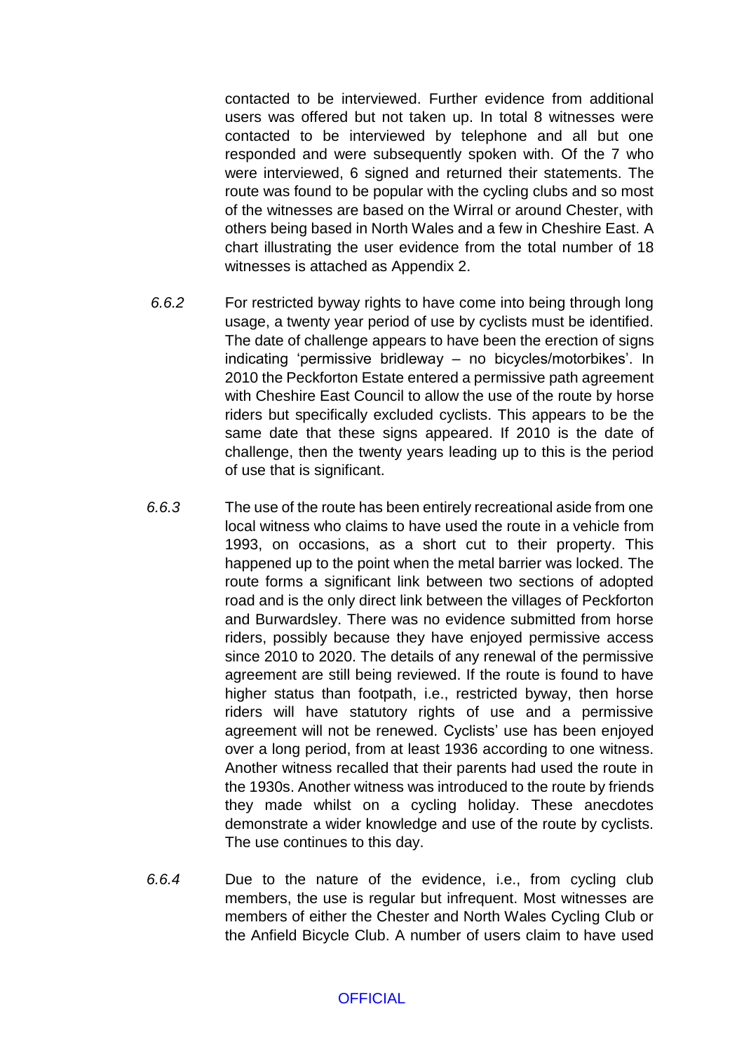contacted to be interviewed. Further evidence from additional users was offered but not taken up. In total 8 witnesses were contacted to be interviewed by telephone and all but one responded and were subsequently spoken with. Of the 7 who were interviewed, 6 signed and returned their statements. The route was found to be popular with the cycling clubs and so most of the witnesses are based on the Wirral or around Chester, with others being based in North Wales and a few in Cheshire East. A chart illustrating the user evidence from the total number of 18 witnesses is attached as Appendix 2.

*6.6.2* For restricted byway rights to have come into being through long usage, a twenty year period of use by cyclists must be identified. The date of challenge appears to have been the erection of signs indicating 'permissive bridleway – no bicycles/motorbikes'. In 2010 the Peckforton Estate entered a permissive path agreement with Cheshire East Council to allow the use of the route by horse riders but specifically excluded cyclists. This appears to be the same date that these signs appeared. If 2010 is the date of challenge, then the twenty years leading up to this is the period of use that is significant.

*6.6.3* The use of the route has been entirely recreational aside from one local witness who claims to have used the route in a vehicle from 1993, on occasions, as a short cut to their property. This happened up to the point when the metal barrier was locked. The route forms a significant link between two sections of adopted road and is the only direct link between the villages of Peckforton and Burwardsley. There was no evidence submitted from horse riders, possibly because they have enjoyed permissive access since 2010 to 2020. The details of any renewal of the permissive agreement are still being reviewed. If the route is found to have higher status than footpath, i.e., restricted byway, then horse riders will have statutory rights of use and a permissive agreement will not be renewed. Cyclists' use has been enjoyed over a long period, from at least 1936 according to one witness. Another witness recalled that their parents had used the route in the 1930s. Another witness was introduced to the route by friends they made whilst on a cycling holiday. These anecdotes demonstrate a wider knowledge and use of the route by cyclists. The use continues to this day.

*6.6.4* Due to the nature of the evidence, i.e., from cycling club members, the use is regular but infrequent. Most witnesses are members of either the Chester and North Wales Cycling Club or the Anfield Bicycle Club. A number of users claim to have used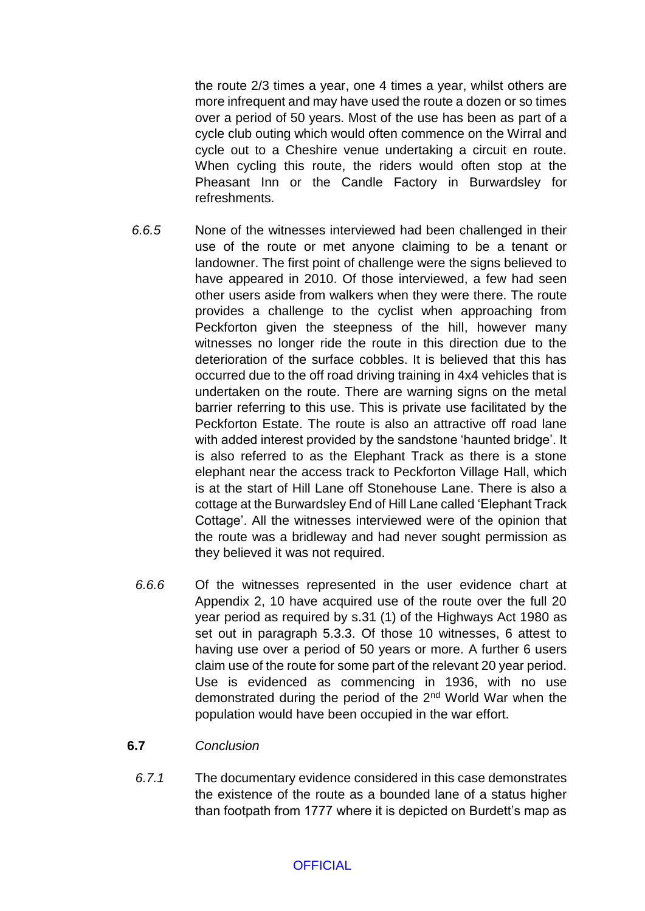the route 2/3 times a year, one 4 times a year, whilst others are more infrequent and may have used the route a dozen or so times over a period of 50 years. Most of the use has been as part of a cycle club outing which would often commence on the Wirral and cycle out to a Cheshire venue undertaking a circuit en route. When cycling this route, the riders would often stop at the Pheasant Inn or the Candle Factory in Burwardsley for refreshments.

*6.6.5* None of the witnesses interviewed had been challenged in their use of the route or met anyone claiming to be a tenant or landowner. The first point of challenge were the signs believed to have appeared in 2010. Of those interviewed, a few had seen other users aside from walkers when they were there. The route provides a challenge to the cyclist when approaching from Peckforton given the steepness of the hill, however many witnesses no longer ride the route in this direction due to the deterioration of the surface cobbles. It is believed that this has occurred due to the off road driving training in 4x4 vehicles that is undertaken on the route. There are warning signs on the metal barrier referring to this use. This is private use facilitated by the Peckforton Estate. The route is also an attractive off road lane with added interest provided by the sandstone 'haunted bridge'. It is also referred to as the Elephant Track as there is a stone elephant near the access track to Peckforton Village Hall, which is at the start of Hill Lane off Stonehouse Lane. There is also a cottage at the Burwardsley End of Hill Lane called 'Elephant Track Cottage'. All the witnesses interviewed were of the opinion that the route was a bridleway and had never sought permission as they believed it was not required.

*6.6.6* Of the witnesses represented in the user evidence chart at Appendix 2, 10 have acquired use of the route over the full 20 year period as required by s.31 (1) of the Highways Act 1980 as set out in paragraph 5.3.3. Of those 10 witnesses, 6 attest to having use over a period of 50 years or more. A further 6 users claim use of the route for some part of the relevant 20 year period. Use is evidenced as commencing in 1936, with no use demonstrated during the period of the 2nd World War when the population would have been occupied in the war effort.

**6.7** *Conclusion*

*6.7.1* The documentary evidence considered in this case demonstrates the existence of the route as a bounded lane of a status higher than footpath from 1777 where it is depicted on Burdett's map as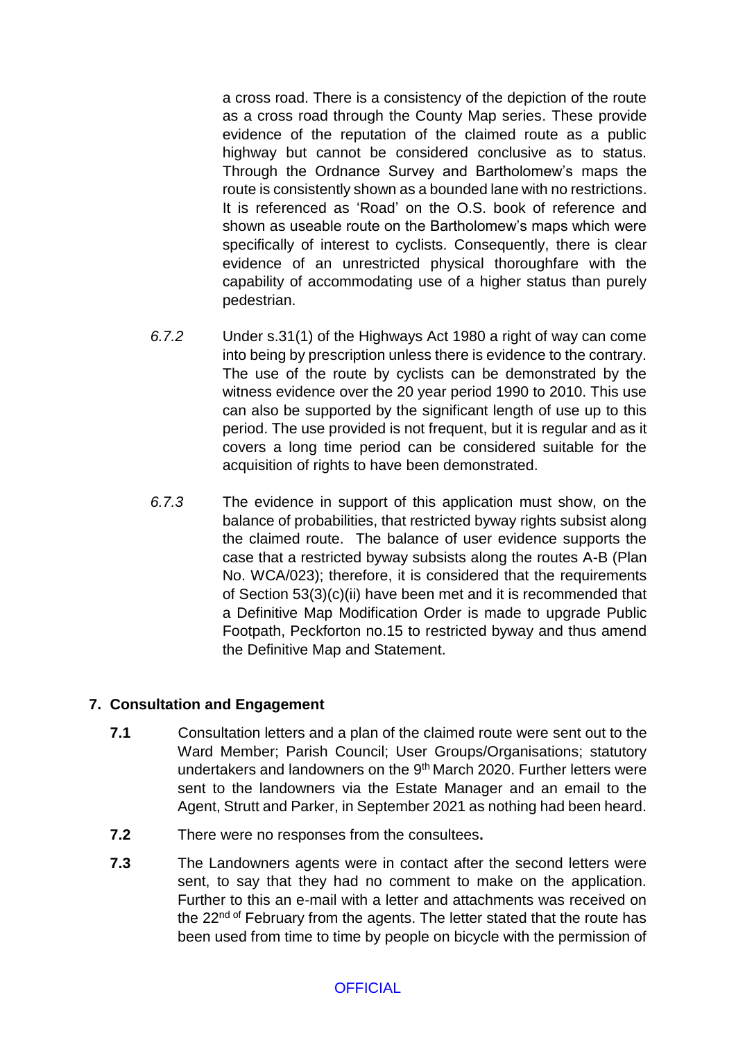a cross road. There is a consistency of the depiction of the route as a cross road through the County Map series. These provide evidence of the reputation of the claimed route as a public highway but cannot be considered conclusive as to status. Through the Ordnance Survey and Bartholomew's maps the route is consistently shown as a bounded lane with no restrictions. It is referenced as 'Road' on the O.S. book of reference and shown as useable route on the Bartholomew's maps which were specifically of interest to cyclists. Consequently, there is clear evidence of an unrestricted physical thoroughfare with the capability of accommodating use of a higher status than purely pedestrian.

*6.7.2* Under s.31(1) of the Highways Act 1980 a right of way can come into being by prescription unless there is evidence to the contrary. The use of the route by cyclists can be demonstrated by the witness evidence over the 20 year period 1990 to 2010. This use can also be supported by the significant length of use up to this period. The use provided is not frequent, but it is regular and as it covers a long time period can be considered suitable for the acquisition of rights to have been demonstrated.

*6.7.3* The evidence in support of this application must show, on the balance of probabilities, that restricted byway rights subsist along the claimed route. The balance of user evidence supports the case that a restricted byway subsists along the routes A-B (Plan No. WCA/023); therefore, it is considered that the requirements of Section 53(3)(c)(ii) have been met and it is recommended that a Definitive Map Modification Order is made to upgrade Public Footpath, Peckforton no.15 to restricted byway and thus amend the Definitive Map and Statement.

## 7. Consultation and Engagement

**7.1** Consultation letters and a plan of the claimed route were sent out to the Ward Member; Parish Council; User Groups/Organisations; statutory undertakers and landowners on the 9th March 2020. Further letters were sent to the landowners via the Estate Manager and an email to the Agent, Strutt and Parker, in September 2021 as nothing had been heard.

**7.2** There were no responses from the consultees**.**

**7.3** The Landowners agents were in contact after the second letters were sent, to say that they had no comment to make on the application. Further to this an e-mail with a letter and attachments was received on the 22nd of February from the agents. The letter stated that the route has been used from time to time by people on bicycle with the permission of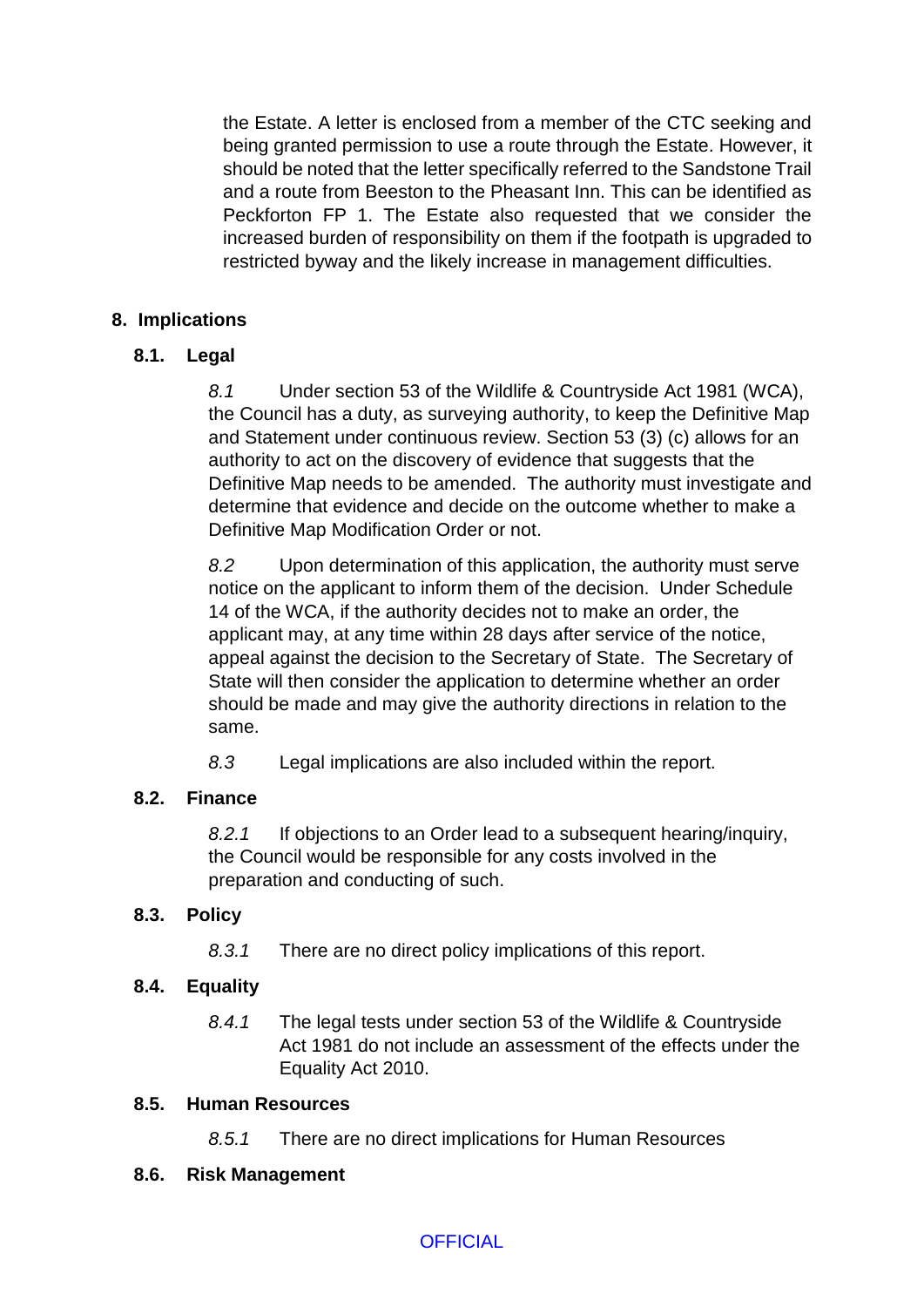the Estate. A letter is enclosed from a member of the CTC seeking and being granted permission to use a route through the Estate. However, it should be noted that the letter specifically referred to the Sandstone Trail and a route from Beeston to the Pheasant Inn. This can be identified as Peckforton FP 1. The Estate also requested that we consider the increased burden of responsibility on them if the footpath is upgraded to restricted byway and the likely increase in management difficulties.

## 8. Implications

### 8.1. Legal

*8.1* Under section 53 of the Wildlife & Countryside Act 1981 (WCA), the Council has a duty, as surveying authority, to keep the Definitive Map and Statement under continuous review. Section 53 (3) (c) allows for an authority to act on the discovery of evidence that suggests that the Definitive Map needs to be amended. The authority must investigate and determine that evidence and decide on the outcome whether to make a Definitive Map Modification Order or not.

*8.2* Upon determination of this application, the authority must serve notice on the applicant to inform them of the decision. Under Schedule 14 of the WCA, if the authority decides not to make an order, the applicant may, at any time within 28 days after service of the notice, appeal against the decision to the Secretary of State. The Secretary of State will then consider the application to determine whether an order should be made and may give the authority directions in relation to the same.

*8.3* Legal implications are also included within the report.

### 8.2. Finance

*8.2.1* If objections to an Order lead to a subsequent hearing/inquiry, the Council would be responsible for any costs involved in the preparation and conducting of such.

### 8.3. Policy

*8.3.1* There are no direct policy implications of this report.

### 8.4. Equality

*8.4.1* The legal tests under section 53 of the Wildlife & Countryside Act 1981 do not include an assessment of the effects under the Equality Act 2010.

### 8.5. Human Resources

*8.5.1* There are no direct implications for Human Resources

### 8.6. Risk Management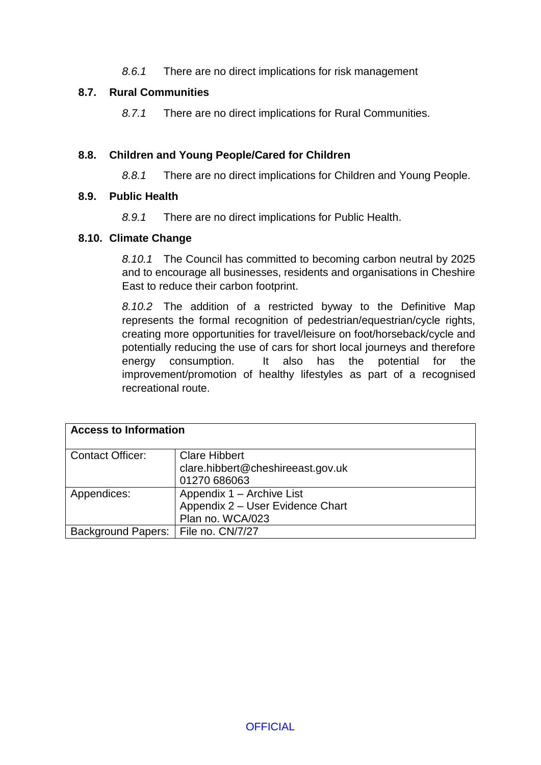*8.6.1* There are no direct implications for risk management

### 8.7. Rural Communities

*8.7.1* There are no direct implications for Rural Communities.

### 8.8. Children and Young People/Cared for Children

*8.8.1* There are no direct implications for Children and Young People.

### 8.9. Public Health

*8.9.1* There are no direct implications for Public Health.

### 8.10. Climate Change

*8.10.1* The Council has committed to becoming carbon neutral by 2025 and to encourage all businesses, residents and organisations in Cheshire East to reduce their carbon footprint.

*8.10.2* The addition of a restricted byway to the Definitive Map represents the formal recognition of pedestrian/equestrian/cycle rights, creating more opportunities for travel/leisure on foot/horseback/cycle and potentially reducing the use of cars for short local journeys and therefore energy consumption. It also has the potential for the improvement/promotion of healthy lifestyles as part of a recognised recreational route.

| **Access to Information** | |
|---|---|
| Contact Officer: | Clare Hibbert<br>clare.hibbert@cheshireeast.gov.uk<br>01270 686063 |
| Appendices: | Appendix 1 – Archive List<br>Appendix 2 – User Evidence Chart<br>Plan no. WCA/023 |
| Background Papers: | File no. CN/7/27 |